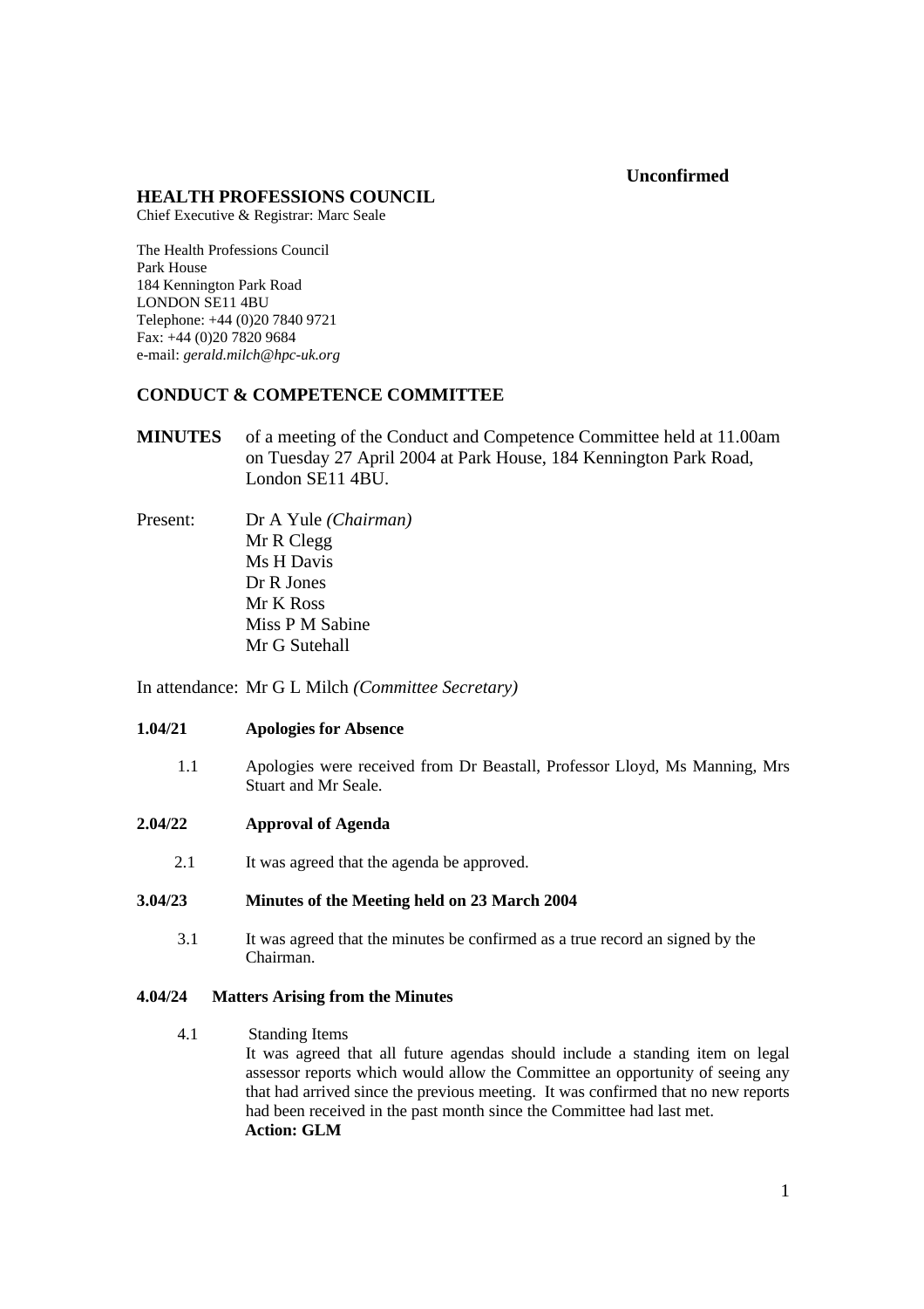**Unconfirmed**

## HEALTH PROFESSIONS COUNCIL

Chief Executive & Registrar: Marc Seale

The Health Professions Council
Park House
184 Kennington Park Road
LONDON SE11 4BU
Telephone: +44 (0)20 7840 9721
Fax: +44 (0)20 7820 9684
e-mail: *gerald.milch@hpc-uk.org*

## CONDUCT & COMPETENCE COMMITTEE

**MINUTES** of a meeting of the Conduct and Competence Committee held at 11.00am on Tuesday 27 April 2004 at Park House, 184 Kennington Park Road, London SE11 4BU.

Present:
Dr A Yule *(Chairman)*
Mr R Clegg
Ms H Davis
Dr R Jones
Mr K Ross
Miss P M Sabine
Mr G Sutehall

In attendance: Mr G L Milch *(Committee Secretary)*

### 1.04/21 Apologies for Absence

1.1 Apologies were received from Dr Beastall, Professor Lloyd, Ms Manning, Mrs Stuart and Mr Seale.

### 2.04/22 Approval of Agenda

2.1 It was agreed that the agenda be approved.

### 3.04/23 Minutes of the Meeting held on 23 March 2004

3.1 It was agreed that the minutes be confirmed as a true record an signed by the Chairman.

### 4.04/24 Matters Arising from the Minutes

4.1 Standing Items
It was agreed that all future agendas should include a standing item on legal assessor reports which would allow the Committee an opportunity of seeing any that had arrived since the previous meeting. It was confirmed that no new reports had been received in the past month since the Committee had last met.
**Action: GLM**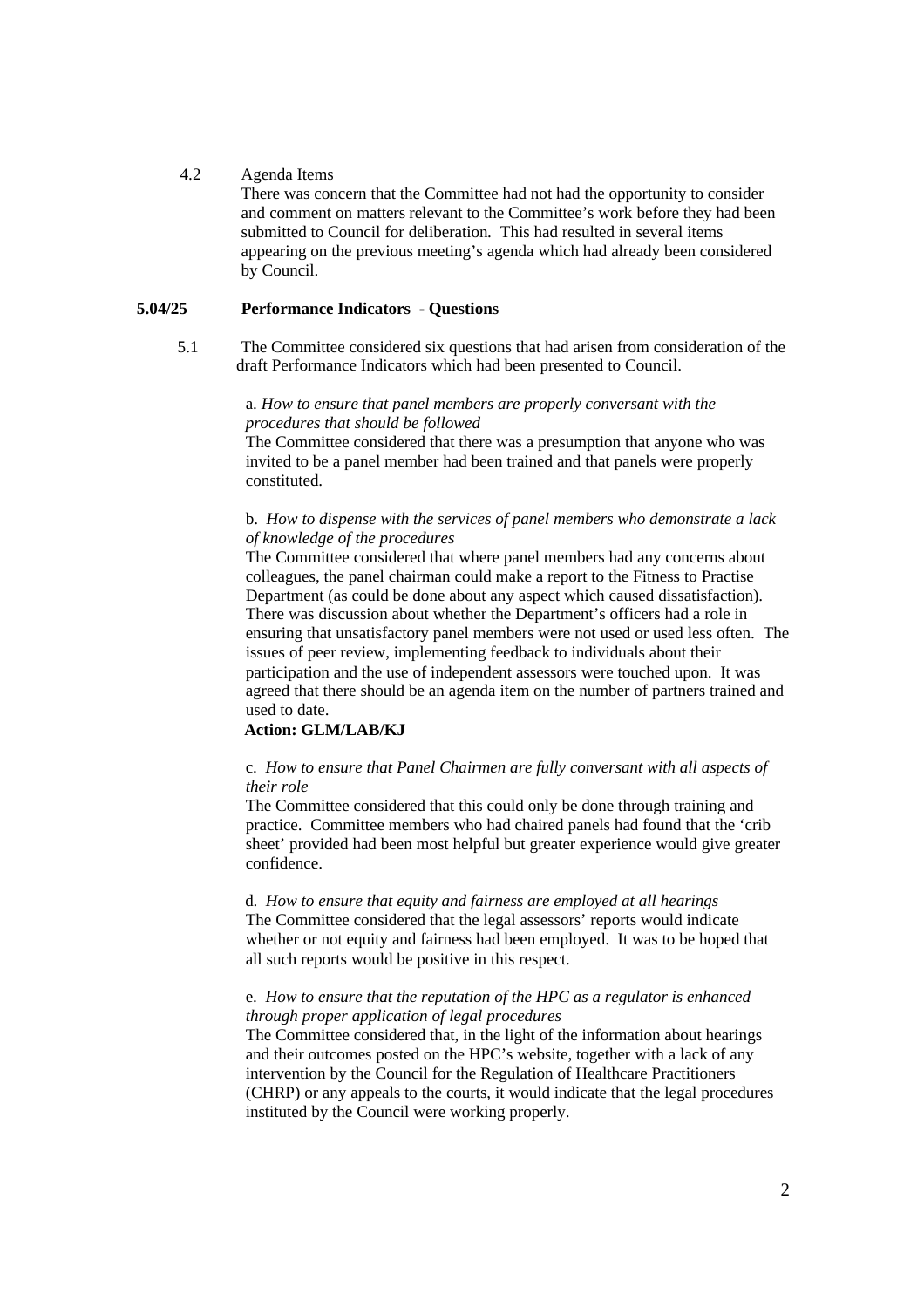4.2 Agenda Items

There was concern that the Committee had not had the opportunity to consider and comment on matters relevant to the Committee's work before they had been submitted to Council for deliberation. This had resulted in several items appearing on the previous meeting's agenda which had already been considered by Council.

**5.04/25 Performance Indicators - Questions**

5.1 The Committee considered six questions that had arisen from consideration of the draft Performance Indicators which had been presented to Council.

a. *How to ensure that panel members are properly conversant with the procedures that should be followed*

The Committee considered that there was a presumption that anyone who was invited to be a panel member had been trained and that panels were properly constituted.

b. *How to dispense with the services of panel members who demonstrate a lack of knowledge of the procedures*

The Committee considered that where panel members had any concerns about colleagues, the panel chairman could make a report to the Fitness to Practise Department (as could be done about any aspect which caused dissatisfaction). There was discussion about whether the Department's officers had a role in ensuring that unsatisfactory panel members were not used or used less often. The issues of peer review, implementing feedback to individuals about their participation and the use of independent assessors were touched upon. It was agreed that there should be an agenda item on the number of partners trained and used to date.

**Action: GLM/LAB/KJ**

c. *How to ensure that Panel Chairmen are fully conversant with all aspects of their role*

The Committee considered that this could only be done through training and practice. Committee members who had chaired panels had found that the 'crib sheet' provided had been most helpful but greater experience would give greater confidence.

d. *How to ensure that equity and fairness are employed at all hearings*

The Committee considered that the legal assessors' reports would indicate whether or not equity and fairness had been employed. It was to be hoped that all such reports would be positive in this respect.

e. *How to ensure that the reputation of the HPC as a regulator is enhanced through proper application of legal procedures*

The Committee considered that, in the light of the information about hearings and their outcomes posted on the HPC's website, together with a lack of any intervention by the Council for the Regulation of Healthcare Practitioners (CHRP) or any appeals to the courts, it would indicate that the legal procedures instituted by the Council were working properly.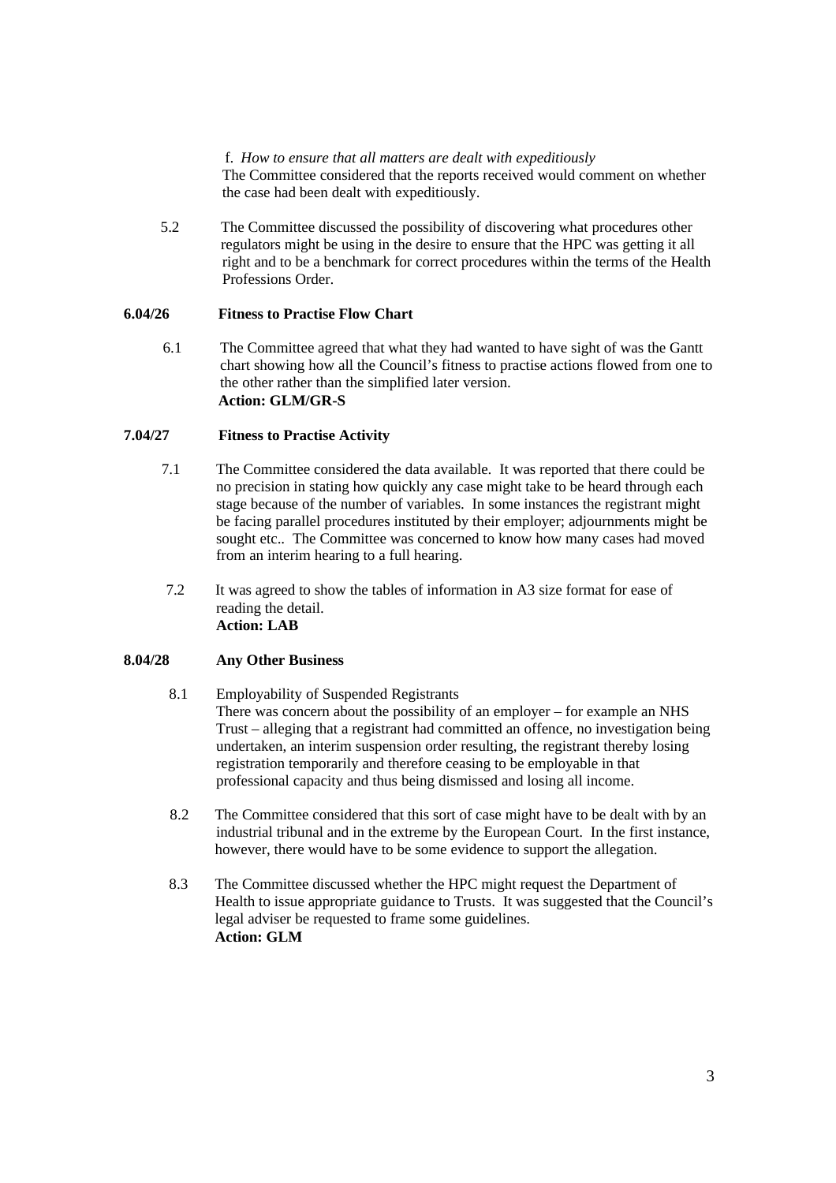f. *How to ensure that all matters are dealt with expeditiously*
The Committee considered that the reports received would comment on whether the case had been dealt with expeditiously.

5.2 The Committee discussed the possibility of discovering what procedures other regulators might be using in the desire to ensure that the HPC was getting it all right and to be a benchmark for correct procedures within the terms of the Health Professions Order.

**6.04/26 Fitness to Practise Flow Chart**

6.1 The Committee agreed that what they had wanted to have sight of was the Gantt chart showing how all the Council's fitness to practise actions flowed from one to the other rather than the simplified later version.
**Action: GLM/GR-S**

**7.04/27 Fitness to Practise Activity**

7.1 The Committee considered the data available. It was reported that there could be no precision in stating how quickly any case might take to be heard through each stage because of the number of variables. In some instances the registrant might be facing parallel procedures instituted by their employer; adjournments might be sought etc.. The Committee was concerned to know how many cases had moved from an interim hearing to a full hearing.

7.2 It was agreed to show the tables of information in A3 size format for ease of reading the detail.
**Action: LAB**

**8.04/28 Any Other Business**

8.1 Employability of Suspended Registrants
There was concern about the possibility of an employer – for example an NHS Trust – alleging that a registrant had committed an offence, no investigation being undertaken, an interim suspension order resulting, the registrant thereby losing registration temporarily and therefore ceasing to be employable in that professional capacity and thus being dismissed and losing all income.

8.2 The Committee considered that this sort of case might have to be dealt with by an industrial tribunal and in the extreme by the European Court. In the first instance, however, there would have to be some evidence to support the allegation.

8.3 The Committee discussed whether the HPC might request the Department of Health to issue appropriate guidance to Trusts. It was suggested that the Council's legal adviser be requested to frame some guidelines.
**Action: GLM**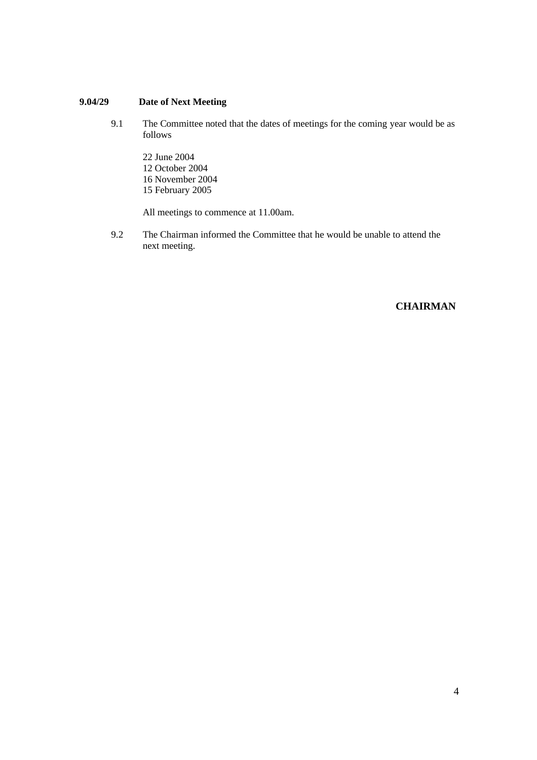**9.04/29 Date of Next Meeting**

9.1 The Committee noted that the dates of meetings for the coming year would be as follows

22 June 2004
12 October 2004
16 November 2004
15 February 2005

All meetings to commence at 11.00am.

9.2 The Chairman informed the Committee that he would be unable to attend the next meeting.

**CHAIRMAN**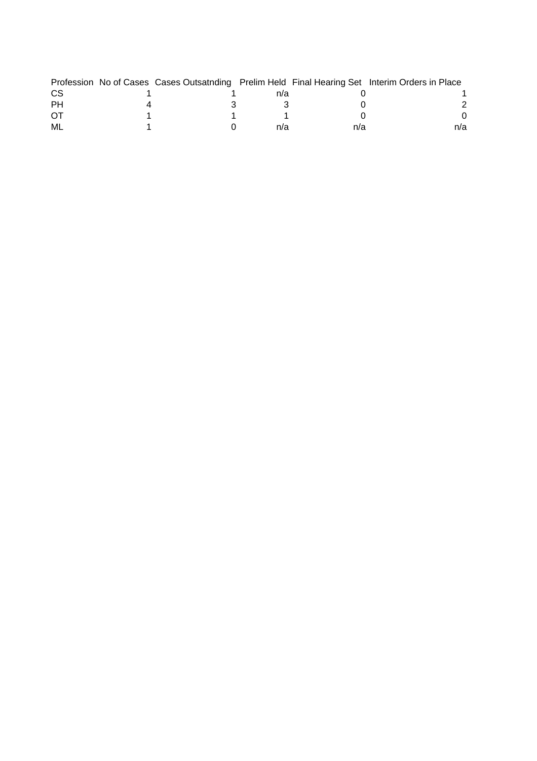| Profession | No of Cases | Cases Outsatnding | Prelim Held | Final Hearing Set | Interim Orders in Place |
|---|---|---|---|---|---|
| CS | 1 | 1 | n/a | 0 | 1 |
| PH | 4 | 3 | 3 | 0 | 2 |
| OT | 1 | 1 | 1 | 0 | 0 |
| ML | 1 | 0 | n/a | n/a | n/a |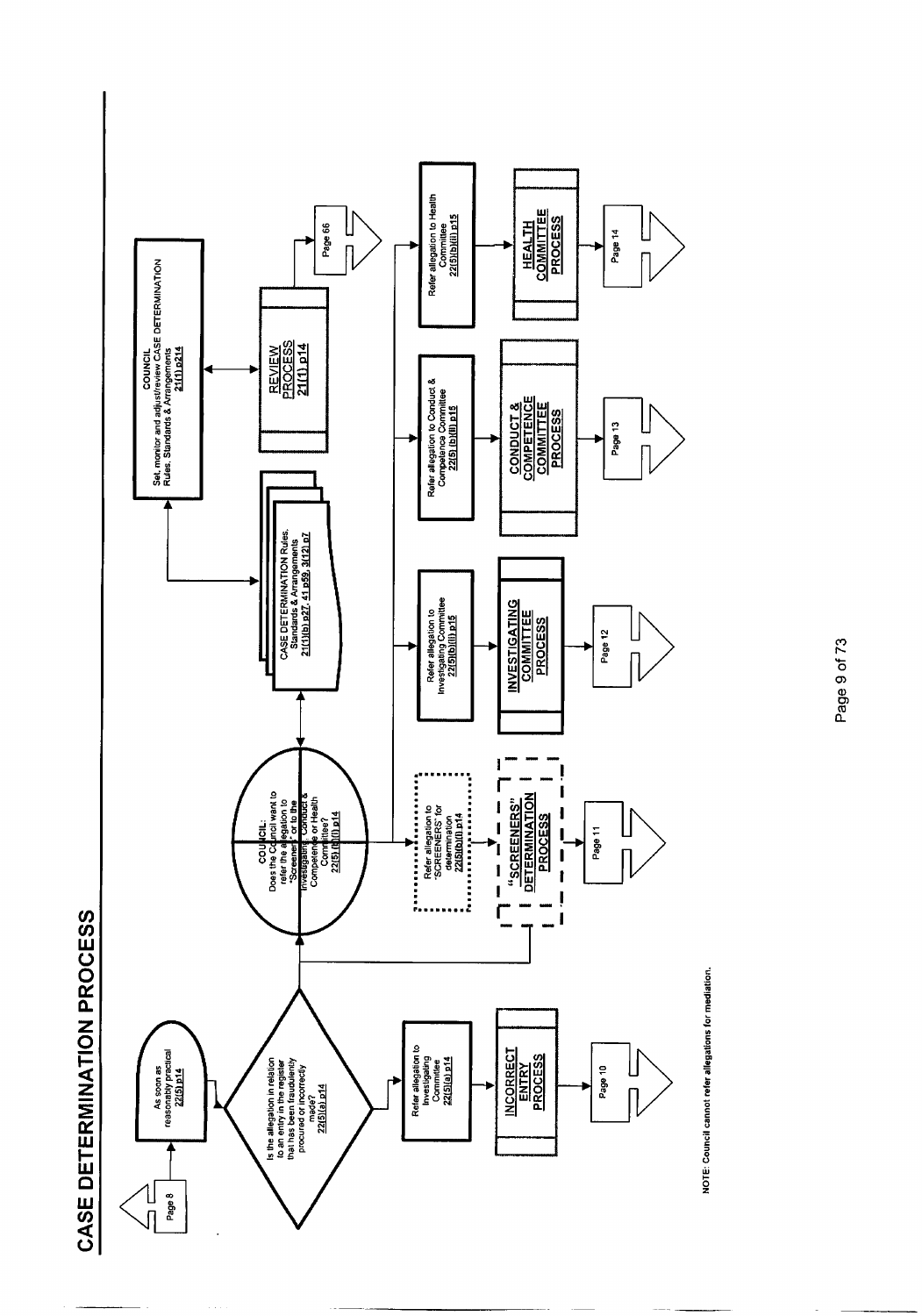# CASE DETERMINATION PROCESS

Page 8

As soon as reasonably practical
22(5) p14

Is the allegation in relation to an entry in the register that has been fraudulently procured or incorrectly made?
22(5)(a) p14

Refer allegation to Investigating Committee
22(5)(a) p14

**INCORRECT ENTRY PROCESS**

Page 10

COUNCIL:
Does the Council want to refer the allegation to "Screeners" or to the Investigating, Conduct & Competence or Health Committee?
22(5)(b)(i) p14

Refer allegation to "SCREENERS" for determination
22(5)(b)(i) p14

**"SCREENERS" DETERMINATION PROCESS**

Page 11

CASE DETERMINATION Rules, Standards & Arrangements
21(1)(b) p27, 41 p59, 3(12) p7

COUNCIL
Set, monitor and adjust/review CASE DETERMINATION Rules, Standards & Arrangements
21(1) p214

**REVIEW PROCESS**
21(1) p14

Page 66

Refer allegation to Investigating Committee
22(5)(b)(i) p15

**INVESTIGATING COMMITTEE PROCESS**

Page 12

Refer allegation to Conduct & Competence Committee
22(5)(b)(ii) p15

**CONDUCT & COMPETENCE COMMITTEE PROCESS**

Page 13

Refer allegation to Health Committee
22(5)(b)(ii) p15

**HEALTH COMMITTEE PROCESS**

Page 14

NOTE: Council cannot refer allegations for mediation.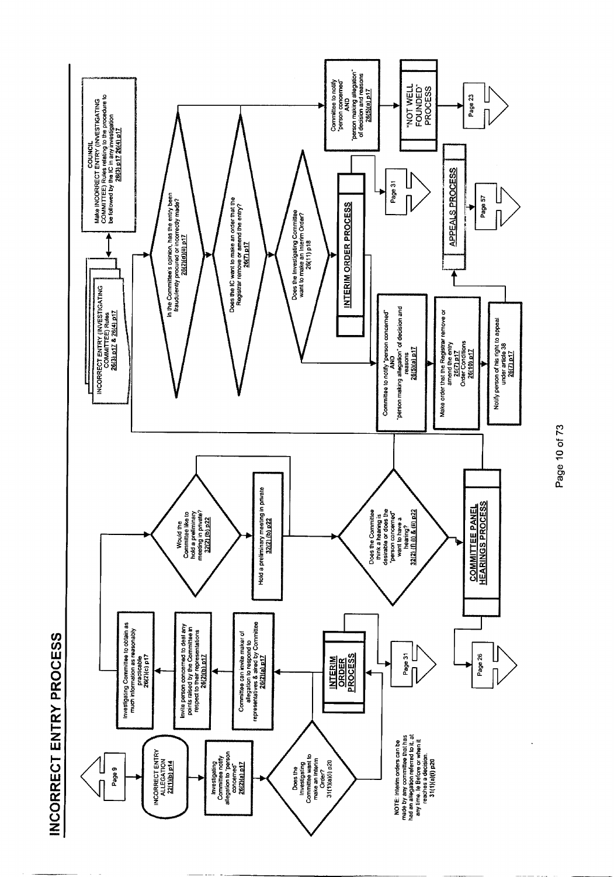# INCORRECT ENTRY PROCESS

Page 9

**INCORRECT ENTRY ALLEGATION**
22(1)(b) p14

Investigating Committee to notify allegation to "person concerned"
26(2)(a) p17

Does the Investigating Committee want to make an Interim Order?
31(1)(a)(i) p20

NOTE: Interim orders can be made by any committee that has had an allegation referred to it, at any time, ie Before or when it reaches a decision.
31(1)(a)(i) p20

**INTERIM ORDER PROCESS**

Page 31

Committee can invite maker of allegation to respond to representatives & aired by Committee
26(2)(a) p17

Invite person concerned to deal any points raised by the Committee in respect to their representations
26(2)(b) p17

Investigating Committee to obtain as much information as reasonably practicable
26(2)(c) p17

Would the Committee like to hold a preliminary meeting in private?
32(2)(b) p22

Hold a preliminary meeting in private
32(2)(b) p22

Does the Committee think a hearing is desirable or does the "person concerned" want to have a hearing?
32(2)(i)(i) & (ii) p22

**COMMITTEE PANEL HEARINGS PROCESS**

Page 26

INCORRECT ENTRY (INVESTIGATING COMMITTEE) Rules
26(3) p17 & 26(4) p17

COUNCIL
Make INCORRECT ENTRY (INVESTIGATING COMMITTEE) Rules relating to the procedure to be followed by the IC in any investigation
26(3) p17 26(4) p17

In the Committee's opinion, has the entry been fraudulently procured or incorrectly made?
26(2)(d)(ii) p17

Does the IC want to make an order that the Registrar remove or amend the entry?
26(7) p17

Does the Investigating Committee want to make an Interim Order?
26(11) p18

**INTERIM ORDER PROCESS**

Page 31

Committee to notify "person concerned" AND "person making allegation" of decision and reasons
26(5)(a) p17

Make order that the Registrar remove or amend the entry
26(7) p17
Order Conditions
26(10) p17

Notify person of his right to appeal under article 38
26(7) p17

**APPEALS PROCESS**

Page 57

Committee to notify "person concerned" AND "person making allegation" of decision and reasons
26(5)(a) p17

"NOT WELL FOUNDED" PROCESS

Page 23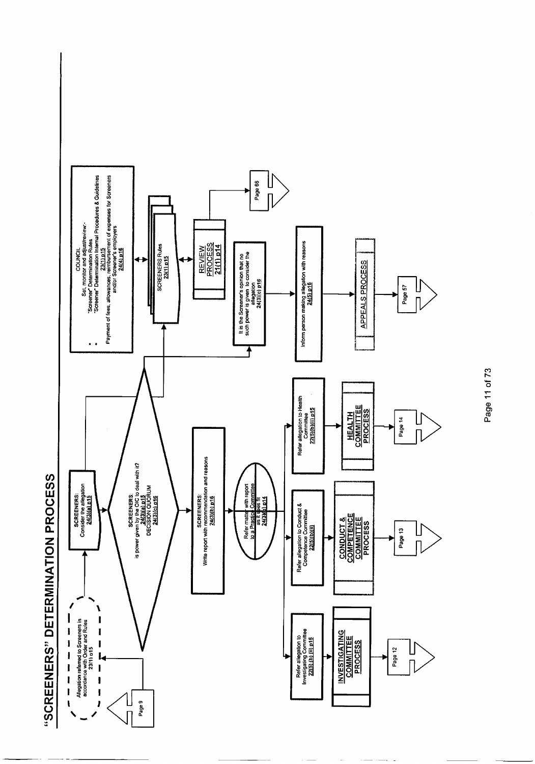# "SCREENERS" DETERMINATION PROCESS

Allegation referred to Screeners in accordance with Order and Rules 23(1) p15

Page 9

SCREENERS: Consider the allegation 24(3)(a) p15

SCREENERS: is power given by the OIC to deal with it? 24(3)(a) p15 DECISION QUORUM 24(3)(c) p16

SCREENERS: Write report with recommendation and reasons 24(3)(b) p16

Refer matter with report to a Practice Committee as it sees fit 24(3)(b) p14

Refer allegation to Investigating Committee 22(5)(b)(ii) p15

INVESTIGATING COMMITTEE PROCESS

Page 12

Refer allegation to Conduct & Competence Committee 22(5)(b)(iii)

CONDUCT & COMPETENCE COMMITTEE PROCESS

Page 13

Refer allegation to Health Committee 22(5)(b)(ii) p15

HEALTH COMMITTEE PROCESS

Page 14

COUNCIL
Set, monitor and adjust/review:-

- "Screener" Determination Rules
- "Screener" Determination Internal Procedures & Guidelines 23(1) p15

Payment of fees, allowances, reimbursement of expenses for Screeners and/or Screener's employers 24(4) p16

SCREENERS Rules 23(1) p15

REVIEW PROCESS 21(1) p14

Page 66

It is the Screener's opinion that no such power is given to consider the allegation 24(3)(c) p16

Inform person making allegation with reasons 24(5) p16

APPEALS PROCESS

Page 57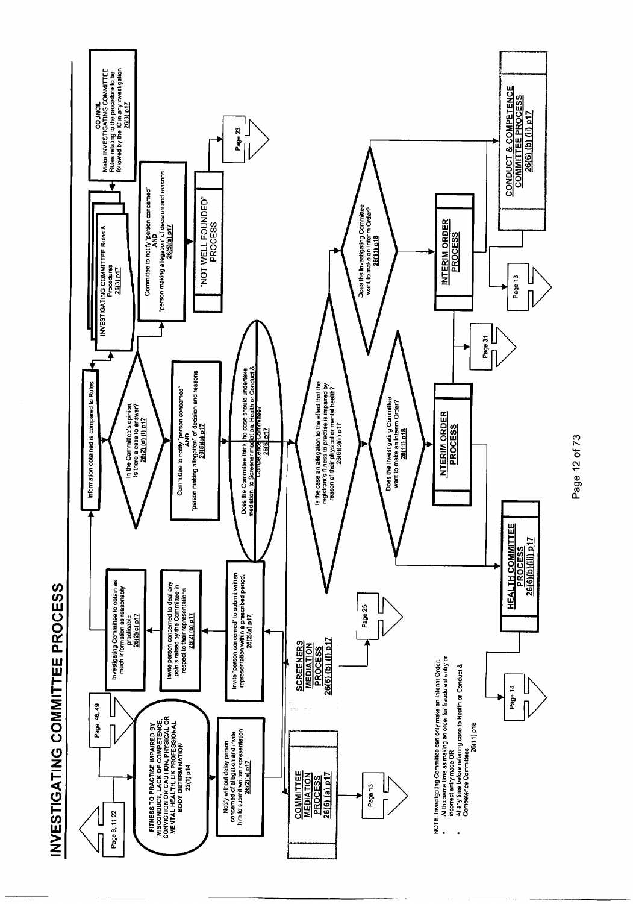# INVESTIGATING COMMITTEE PROCESS

Page 9, 11, 22

Page, 46, 49

**FITNESS TO PRACTISE IMPAIRED BY MISCONDUCT, LACK OF COMPETENCE, CONVICTION OR CAUTION, PHYSICAL OR MENTAL HEALTH, UK PROFESSIONAL BODY DETERMINATION 22(1) p14**

Notify without delay person concerned of allegation and invite him to submit written representation 26(2)(a) p17

Invite "person concerned" to submit written representation within a prescribed period. 26(2)(a) p17

Invite person concerned to deal any points raised by the Committee in respect to their representations 26(2) (b) p17

Investigating Committee to obtain as much information as reasonably practicable 26(2)(c) p17

Information obtained is compared to Rules

In the Committee's opinion, is there a case to answer? 26(2) (d) (i) p17

Committee to notify "person concerned" AND "person making allegation" of decision and reasons 26(5)(a) p17

Does the Committee think the case should undertake mediation, to Screener mediation, Health or Conduct & Competence Committee? 26(6) p17

INVESTIGATING COMMITTEE Rules & Procedures 26(3) p17

**COUNCIL** Make INVESTIGATING COMMITTEE Rules relating to the procedure to be followed by the IC in any investigation 26(3) p17

Committee to notify "person concerned" AND "person making allegation" of decision and reasons 26(5)(a) p17

"NOT WELL FOUNDED" PROCESS

Page 23

**COMMITTEE MEDIATION PROCESS 26(6) (a) p17**

Page 13

**SCREENERS MEDIATION PROCESS 26(6) (b) (i) p17**

Page 25

Is the case an allegation to the effect that the registrant's fitness to practise is impaired by reason of their physical or mental health? 26(6)(b)(ii) p17

Does the Investigating Committee want to make an Interim Order? 26(11) p18

Does the Investigating Committee want to make an Interim Order? 26(11) p18

**INTERIM ORDER PROCESS**

**INTERIM ORDER PROCESS**

Page 31

Page 13

**HEALTH COMMITTEE PROCESS 26(6)(b)(iii) p17**

Page 14

**CONDUCT & COMPETENCE COMMITTEE PROCESS 26(6) (b) (ii) p17**

NOTE: Investigating Committee can only make an Interim Order:

- At the same time as making an order for fraudulent entry or incorrect entry made OR
- At any time before referring case to Health or Conduct & Competence Committees 26(11) p18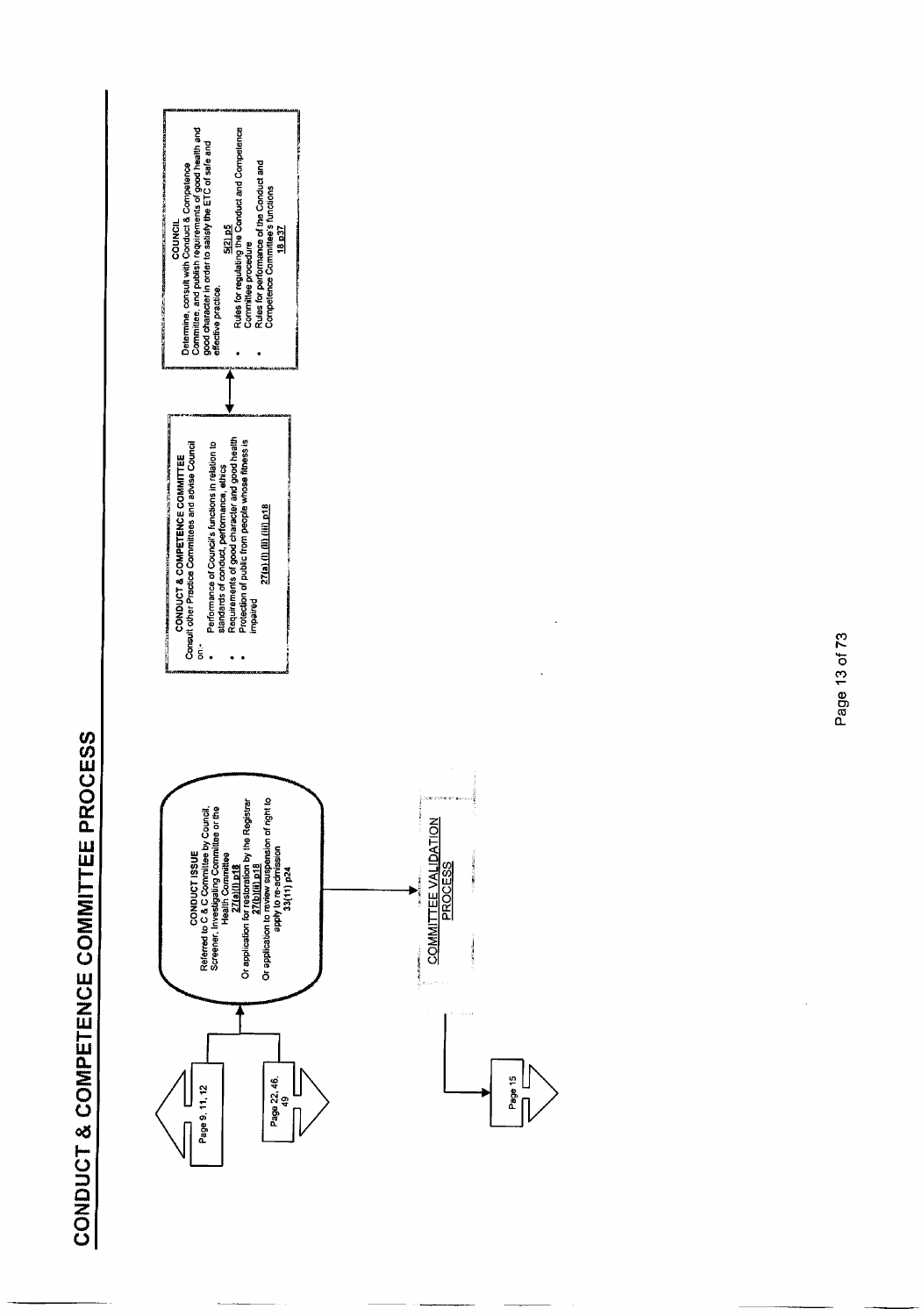# CONDUCT & COMPETENCE COMMITTEE PROCESS

Page 9, 11, 12

Page 22, 46, 49

**CONDUCT ISSUE**

Referred to C & C Committee by Council, Screener, Investigating Committee or the Health Committee
27(a)(i) p18

Or application for restoration by the Registrar
27(b)(ii) p18

Or application to review suspension of right to apply to re-admission
33(11) p24

COMMITTEE VALIDATION PROCESS

Page 15

**CONDUCT & COMPETENCE COMMITTEE**

Consult other Practice Committees and advise Council on:-

- Performance of Council's functions in relation to standards of conduct, performance, ethics
- Requirements of good character and good health
- Protection of public from people whose fitness is impaired

27(a) (i) (ii) (iii) p18

**COUNCIL**

Determine, consult with Conduct & Competence Committee, and publish requirements of good health and good character in order to satisfy the ETC of safe and effective practice. 5(2) p5

- Rules for regulating the Conduct and Competence Committee procedure
- Rules for performance of the Conduct and Competence Committee's functions

18 p37